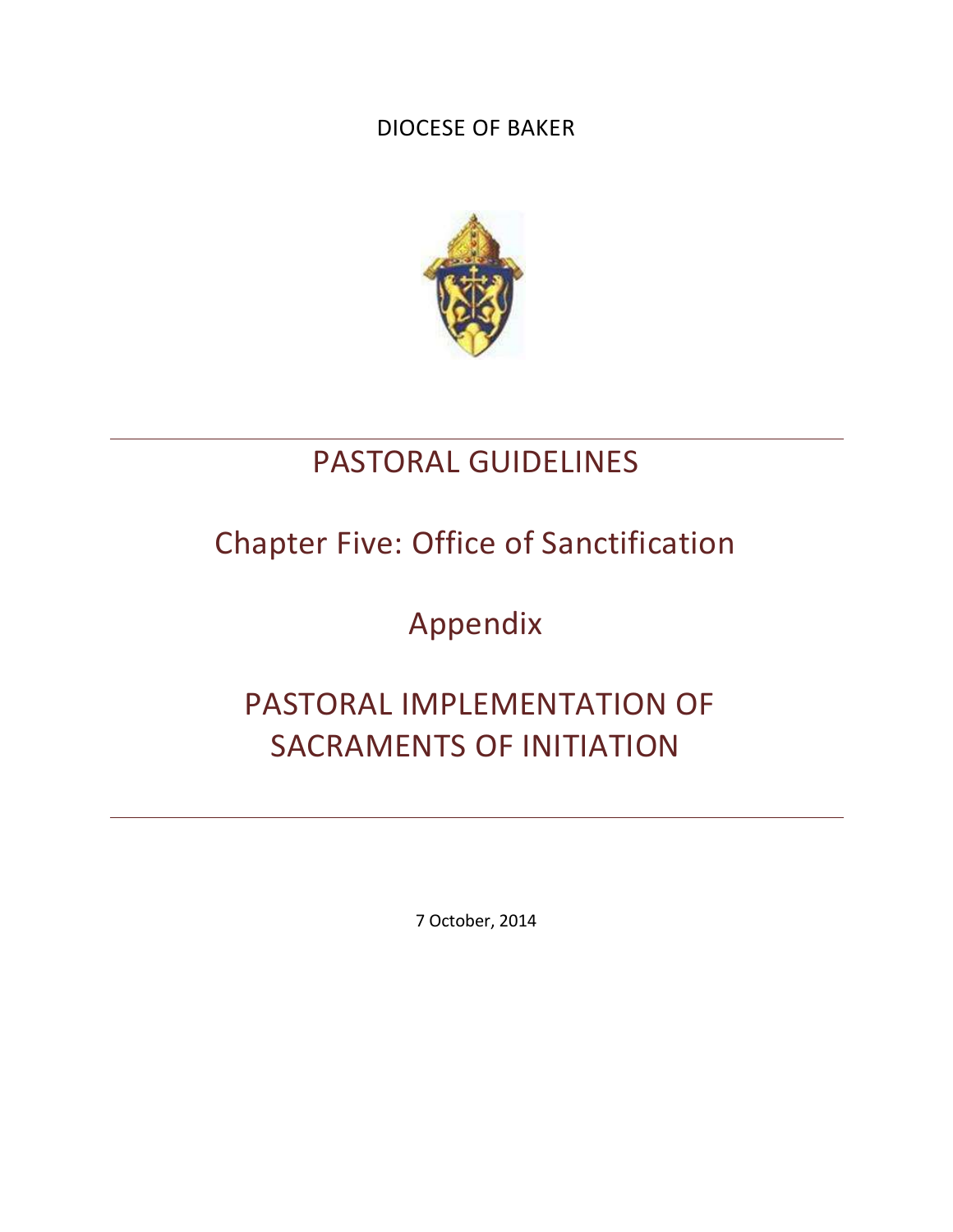DIOCESE OF BAKER

# PASTORAL GUIDELINES

## Chapter Five: Office of Sanctification

## Appendix

## PASTORAL IMPLEMENTATION OF SACRAMENTS OF INITIATION

7 October, 2014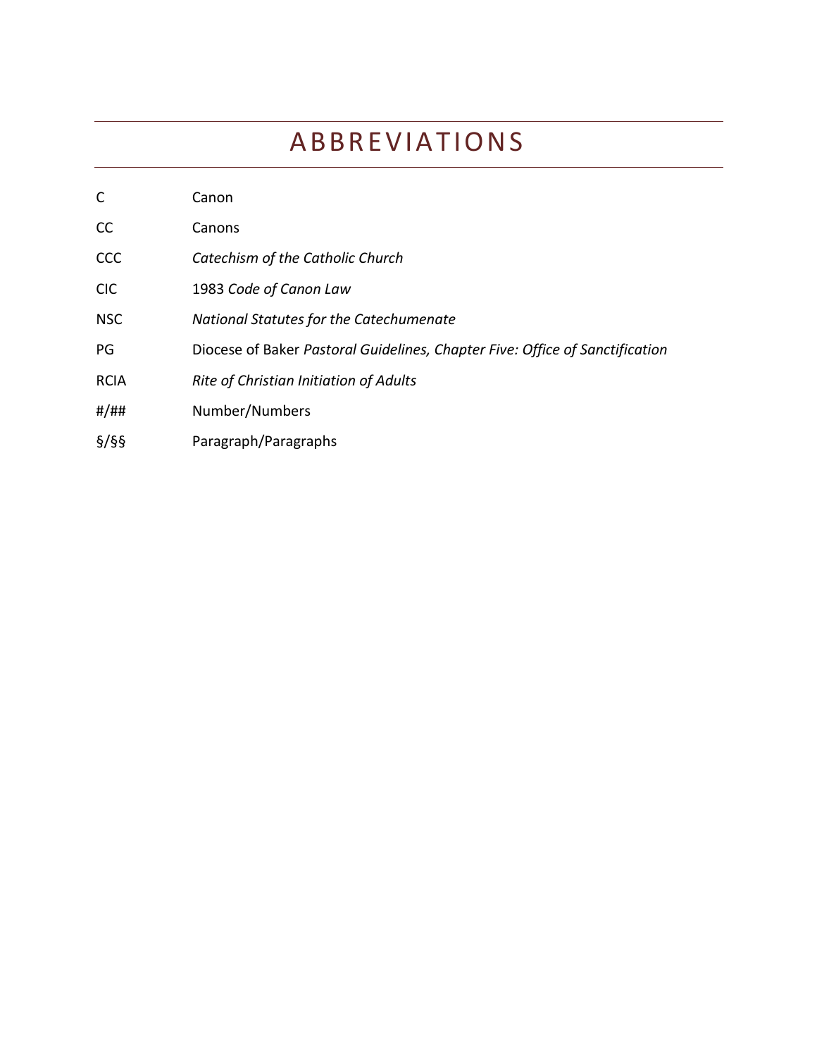# ABBREVIATIONS

| | |
|---|---|
| C | Canon |
| CC | Canons |
| CCC | *Catechism of the Catholic Church* |
| CIC | 1983 *Code of Canon Law* |
| NSC | *National Statutes for the Catechumenate* |
| PG | Diocese of Baker *Pastoral Guidelines, Chapter Five: Office of Sanctification* |
| RCIA | *Rite of Christian Initiation of Adults* |
| #/## | Number/Numbers |
| §/§§ | Paragraph/Paragraphs |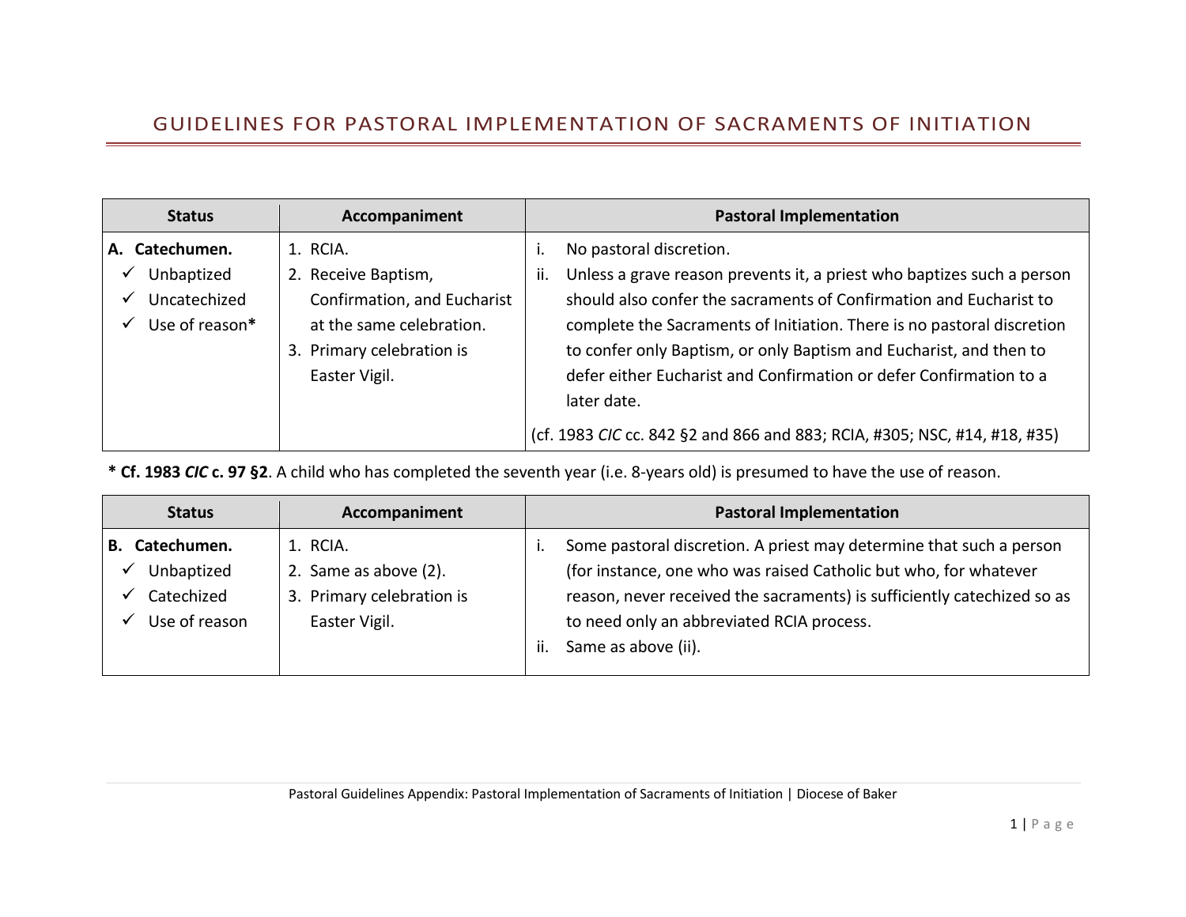# GUIDELINES FOR PASTORAL IMPLEMENTATION OF SACRAMENTS OF INITIATION

| Status | Accompaniment | Pastoral Implementation |
|---|---|---|
| **A. Catechumen.**<br>✓ Unbaptized<br>✓ Uncatechized<br>✓ Use of reason* | 1. RCIA.<br>2. Receive Baptism, Confirmation, and Eucharist at the same celebration.<br>3. Primary celebration is Easter Vigil. | i. No pastoral discretion.<br>ii. Unless a grave reason prevents it, a priest who baptizes such a person should also confer the sacraments of Confirmation and Eucharist to complete the Sacraments of Initiation. There is no pastoral discretion to confer only Baptism, or only Baptism and Eucharist, and then to defer either Eucharist and Confirmation or defer Confirmation to a later date.<br>(cf. 1983 *CIC* cc. 842 §2 and 866 and 883; RCIA, #305; NSC, #14, #18, #35) |

**\* Cf. 1983 *CIC* c. 97 §2**. A child who has completed the seventh year (i.e. 8-years old) is presumed to have the use of reason.

| Status | Accompaniment | Pastoral Implementation |
|---|---|---|
| **B. Catechumen.**<br>✓ Unbaptized<br>✓ Catechized<br>✓ Use of reason | 1. RCIA.<br>2. Same as above (2).<br>3. Primary celebration is Easter Vigil. | i. Some pastoral discretion. A priest may determine that such a person (for instance, one who was raised Catholic but who, for whatever reason, never received the sacraments) is sufficiently catechized so as to need only an abbreviated RCIA process.<br>ii. Same as above (ii). |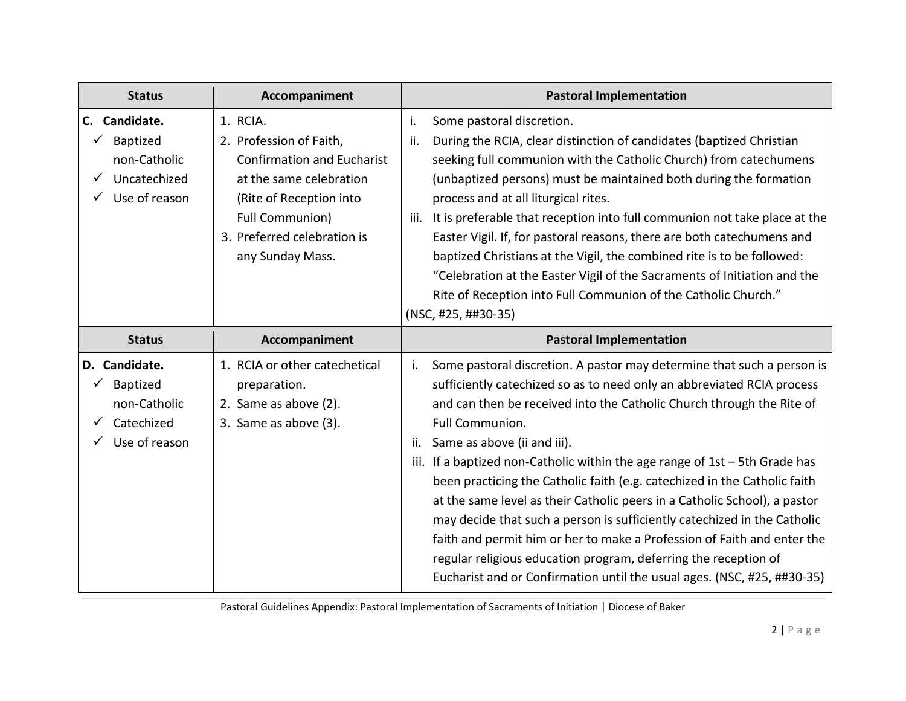| Status | Accompaniment | Pastoral Implementation |
|---|---|---|
| **C. Candidate.**<br>✓ Baptized non-Catholic<br>✓ Uncatechized<br>✓ Use of reason | 1. RCIA.<br>2. Profession of Faith, Confirmation and Eucharist at the same celebration (Rite of Reception into Full Communion)<br>3. Preferred celebration is any Sunday Mass. | i. Some pastoral discretion.<br>ii. During the RCIA, clear distinction of candidates (baptized Christian seeking full communion with the Catholic Church) from catechumens (unbaptized persons) must be maintained both during the formation process and at all liturgical rites.<br>iii. It is preferable that reception into full communion not take place at the Easter Vigil. If, for pastoral reasons, there are both catechumens and baptized Christians at the Vigil, the combined rite is to be followed: "Celebration at the Easter Vigil of the Sacraments of Initiation and the Rite of Reception into Full Communion of the Catholic Church."<br>(NSC, #25, ##30-35) |

| Status | Accompaniment | Pastoral Implementation |
|---|---|---|
| **D. Candidate.**<br>✓ Baptized non-Catholic<br>✓ Catechized<br>✓ Use of reason | 1. RCIA or other catechetical preparation.<br>2. Same as above (2).<br>3. Same as above (3). | i. Some pastoral discretion. A pastor may determine that such a person is sufficiently catechized so as to need only an abbreviated RCIA process and can then be received into the Catholic Church through the Rite of Full Communion.<br>ii. Same as above (ii and iii).<br>iii. If a baptized non-Catholic within the age range of 1st – 5th Grade has been practicing the Catholic faith (e.g. catechized in the Catholic faith at the same level as their Catholic peers in a Catholic School), a pastor may decide that such a person is sufficiently catechized in the Catholic faith and permit him or her to make a Profession of Faith and enter the regular religious education program, deferring the reception of Eucharist and or Confirmation until the usual ages. (NSC, #25, ##30-35) |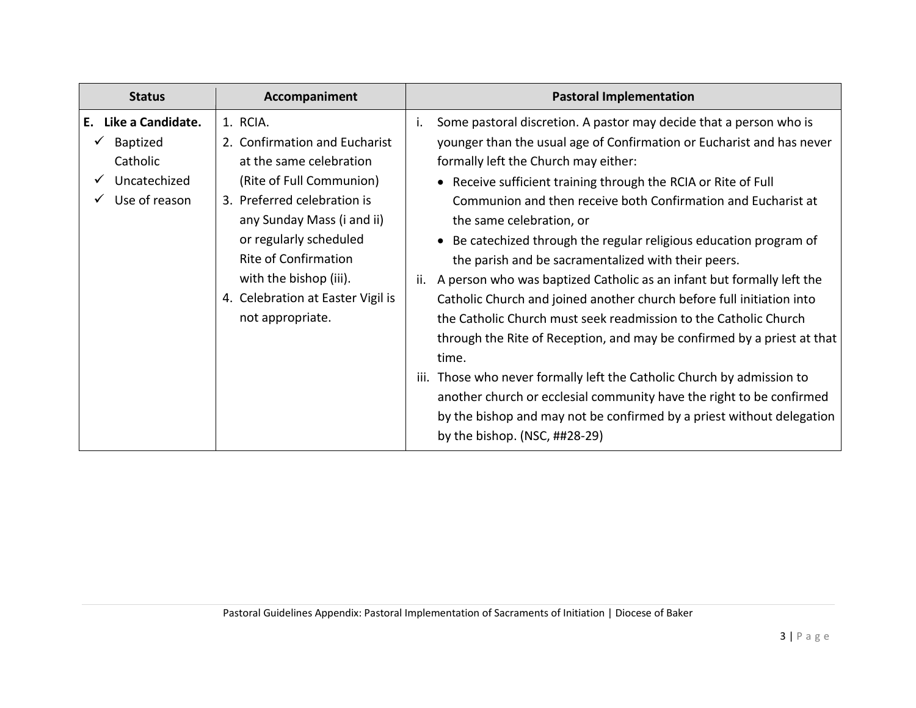| Status | Accompaniment | Pastoral Implementation |
|---|---|---|
| **E. Like a Candidate.**<br>✓ Baptized Catholic<br>✓ Uncatechized<br>✓ Use of reason | 1. RCIA.<br>2. Confirmation and Eucharist at the same celebration (Rite of Full Communion)<br>3. Preferred celebration is any Sunday Mass (i and ii) or regularly scheduled Rite of Confirmation with the bishop (iii).<br>4. Celebration at Easter Vigil is not appropriate. | i. Some pastoral discretion. A pastor may decide that a person who is younger than the usual age of Confirmation or Eucharist and has never formally left the Church may either:<br>• Receive sufficient training through the RCIA or Rite of Full Communion and then receive both Confirmation and Eucharist at the same celebration, or<br>• Be catechized through the regular religious education program of the parish and be sacramentalized with their peers.<br>ii. A person who was baptized Catholic as an infant but formally left the Catholic Church and joined another church before full initiation into the Catholic Church must seek readmission to the Catholic Church through the Rite of Reception, and may be confirmed by a priest at that time.<br>iii. Those who never formally left the Catholic Church by admission to another church or ecclesial community have the right to be confirmed by the bishop and may not be confirmed by a priest without delegation by the bishop. (NSC, ##28-29) |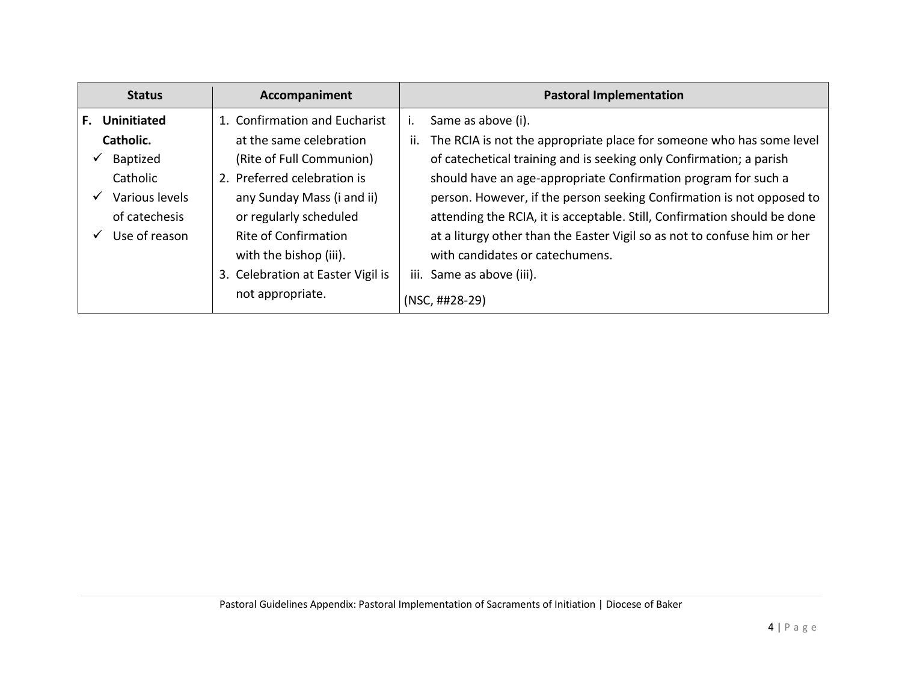| Status | Accompaniment | Pastoral Implementation |
|---|---|---|
| **F. Uninitiated Catholic.**<br>✓ Baptized Catholic<br>✓ Various levels of catechesis<br>✓ Use of reason | 1. Confirmation and Eucharist at the same celebration (Rite of Full Communion)<br>2. Preferred celebration is any Sunday Mass (i and ii) or regularly scheduled Rite of Confirmation with the bishop (iii).<br>3. Celebration at Easter Vigil is not appropriate. | i. Same as above (i).<br>ii. The RCIA is not the appropriate place for someone who has some level of catechetical training and is seeking only Confirmation; a parish should have an age-appropriate Confirmation program for such a person. However, if the person seeking Confirmation is not opposed to attending the RCIA, it is acceptable. Still, Confirmation should be done at a liturgy other than the Easter Vigil so as not to confuse him or her with candidates or catechumens.<br>iii. Same as above (iii).<br>(NSC, ##28-29) |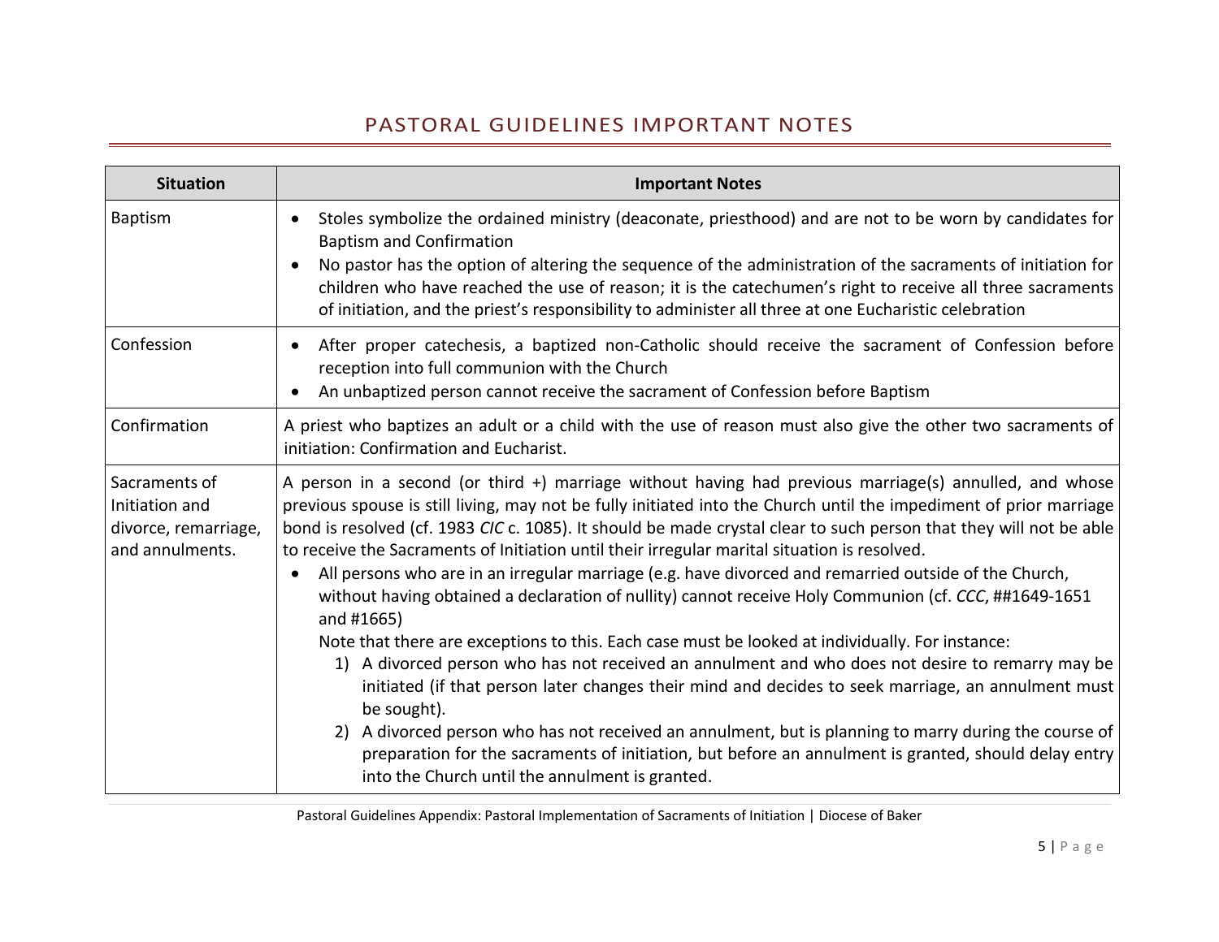## PASTORAL GUIDELINES IMPORTANT NOTES

| Situation | Important Notes |
|---|---|
| Baptism | • Stoles symbolize the ordained ministry (deaconate, priesthood) and are not to be worn by candidates for Baptism and Confirmation<br>• No pastor has the option of altering the sequence of the administration of the sacraments of initiation for children who have reached the use of reason; it is the catechumen's right to receive all three sacraments of initiation, and the priest's responsibility to administer all three at one Eucharistic celebration |
| Confession | • After proper catechesis, a baptized non-Catholic should receive the sacrament of Confession before reception into full communion with the Church<br>• An unbaptized person cannot receive the sacrament of Confession before Baptism |
| Confirmation | A priest who baptizes an adult or a child with the use of reason must also give the other two sacraments of initiation: Confirmation and Eucharist. |
| Sacraments of Initiation and divorce, remarriage, and annulments. | A person in a second (or third +) marriage without having had previous marriage(s) annulled, and whose previous spouse is still living, may not be fully initiated into the Church until the impediment of prior marriage bond is resolved (cf. 1983 *CIC* c. 1085). It should be made crystal clear to such person that they will not be able to receive the Sacraments of Initiation until their irregular marital situation is resolved.<br>• All persons who are in an irregular marriage (e.g. have divorced and remarried outside of the Church, without having obtained a declaration of nullity) cannot receive Holy Communion (cf. *CCC*, ##1649-1651 and #1665)<br>Note that there are exceptions to this. Each case must be looked at individually. For instance:<br>1) A divorced person who has not received an annulment and who does not desire to remarry may be initiated (if that person later changes their mind and decides to seek marriage, an annulment must be sought).<br>2) A divorced person who has not received an annulment, but is planning to marry during the course of preparation for the sacraments of initiation, but before an annulment is granted, should delay entry into the Church until the annulment is granted. |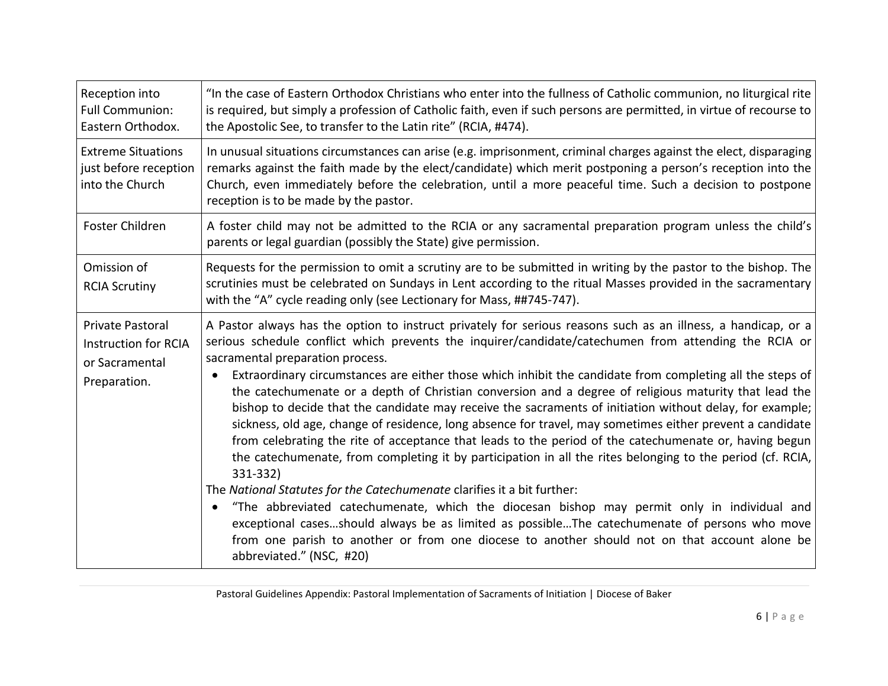| | |
|---|---|
| Reception into Full Communion: Eastern Orthodox. | "In the case of Eastern Orthodox Christians who enter into the fullness of Catholic communion, no liturgical rite is required, but simply a profession of Catholic faith, even if such persons are permitted, in virtue of recourse to the Apostolic See, to transfer to the Latin rite" (RCIA, #474). |
| Extreme Situations just before reception into the Church | In unusual situations circumstances can arise (e.g. imprisonment, criminal charges against the elect, disparaging remarks against the faith made by the elect/candidate) which merit postponing a person's reception into the Church, even immediately before the celebration, until a more peaceful time. Such a decision to postpone reception is to be made by the pastor. |
| Foster Children | A foster child may not be admitted to the RCIA or any sacramental preparation program unless the child's parents or legal guardian (possibly the State) give permission. |
| Omission of RCIA Scrutiny | Requests for the permission to omit a scrutiny are to be submitted in writing by the pastor to the bishop. The scrutinies must be celebrated on Sundays in Lent according to the ritual Masses provided in the sacramentary with the "A" cycle reading only (see Lectionary for Mass, ##745-747). |
| Private Pastoral Instruction for RCIA or Sacramental Preparation. | A Pastor always has the option to instruct privately for serious reasons such as an illness, a handicap, or a serious schedule conflict which prevents the inquirer/candidate/catechumen from attending the RCIA or sacramental preparation process.<br>• Extraordinary circumstances are either those which inhibit the candidate from completing all the steps of the catechumenate or a depth of Christian conversion and a degree of religious maturity that lead the bishop to decide that the candidate may receive the sacraments of initiation without delay, for example; sickness, old age, change of residence, long absence for travel, may sometimes either prevent a candidate from celebrating the rite of acceptance that leads to the period of the catechumenate or, having begun the catechumenate, from completing it by participation in all the rites belonging to the period (cf. RCIA, 331-332)<br>The *National Statutes for the Catechumenate* clarifies it a bit further:<br>• "The abbreviated catechumenate, which the diocesan bishop may permit only in individual and exceptional cases…should always be as limited as possible…The catechumenate of persons who move from one parish to another or from one diocese to another should not on that account alone be abbreviated." (NSC, #20) |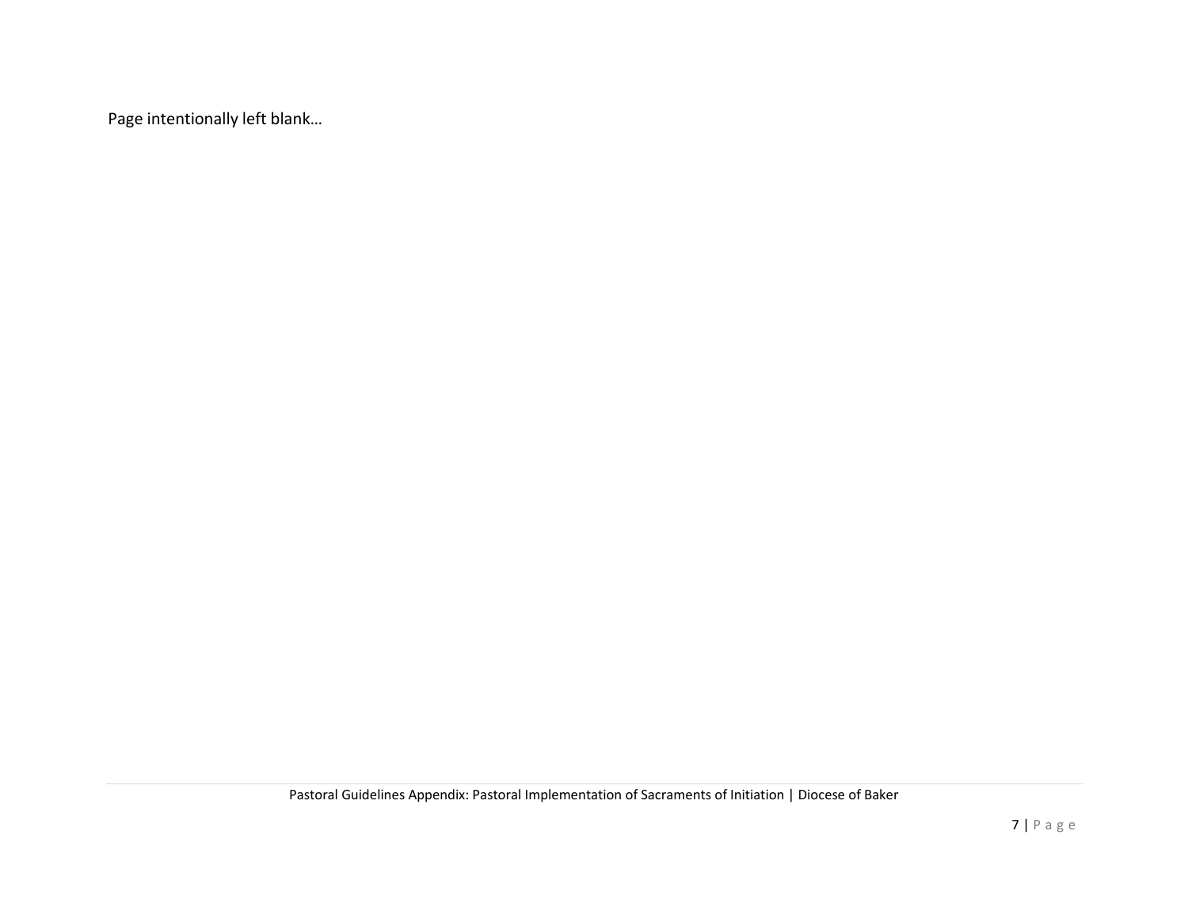Page intentionally left blank…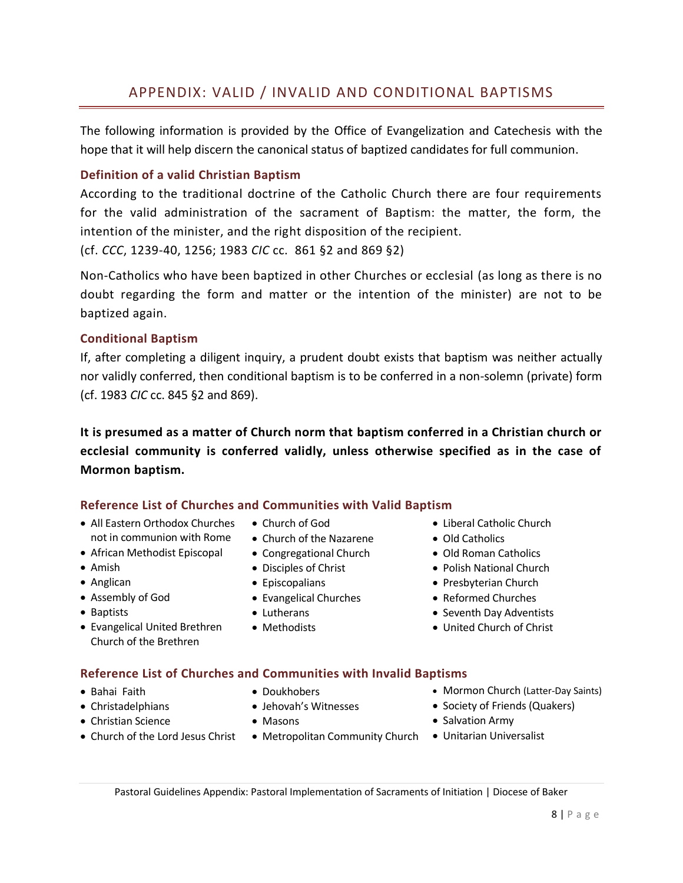# APPENDIX: VALID / INVALID AND CONDITIONAL BAPTISMS

The following information is provided by the Office of Evangelization and Catechesis with the hope that it will help discern the canonical status of baptized candidates for full communion.

### Definition of a valid Christian Baptism

According to the traditional doctrine of the Catholic Church there are four requirements for the valid administration of the sacrament of Baptism: the matter, the form, the intention of the minister, and the right disposition of the recipient.
(cf. *CCC*, 1239-40, 1256; 1983 *CIC* cc. 861 §2 and 869 §2)

Non-Catholics who have been baptized in other Churches or ecclesial (as long as there is no doubt regarding the form and matter or the intention of the minister) are not to be baptized again.

### Conditional Baptism

If, after completing a diligent inquiry, a prudent doubt exists that baptism was neither actually nor validly conferred, then conditional baptism is to be conferred in a non-solemn (private) form (cf. 1983 *CIC* cc. 845 §2 and 869).

**It is presumed as a matter of Church norm that baptism conferred in a Christian church or ecclesial community is conferred validly, unless otherwise specified as in the case of Mormon baptism.**

### Reference List of Churches and Communities with Valid Baptism

- All Eastern Orthodox Churches not in communion with Rome
- African Methodist Episcopal
- Amish
- Anglican
- Assembly of God
- Baptists
- Evangelical United Brethren Church of the Brethren
- Church of God
- Church of the Nazarene
- Congregational Church
- Disciples of Christ
- Episcopalians
- Evangelical Churches
- Lutherans
- Methodists
- Liberal Catholic Church
- Old Catholics
- Old Roman Catholics
- Polish National Church
- Presbyterian Church
- Reformed Churches
- Seventh Day Adventists
- United Church of Christ

### Reference List of Churches and Communities with Invalid Baptisms

- Bahai Faith
- Christadelphians
- Christian Science
- Church of the Lord Jesus Christ
- Doukhobers
- Jehovah's Witnesses
- Masons
- Metropolitan Community Church
- Mormon Church (Latter-Day Saints)
- Society of Friends (Quakers)
- Salvation Army
- Unitarian Universalist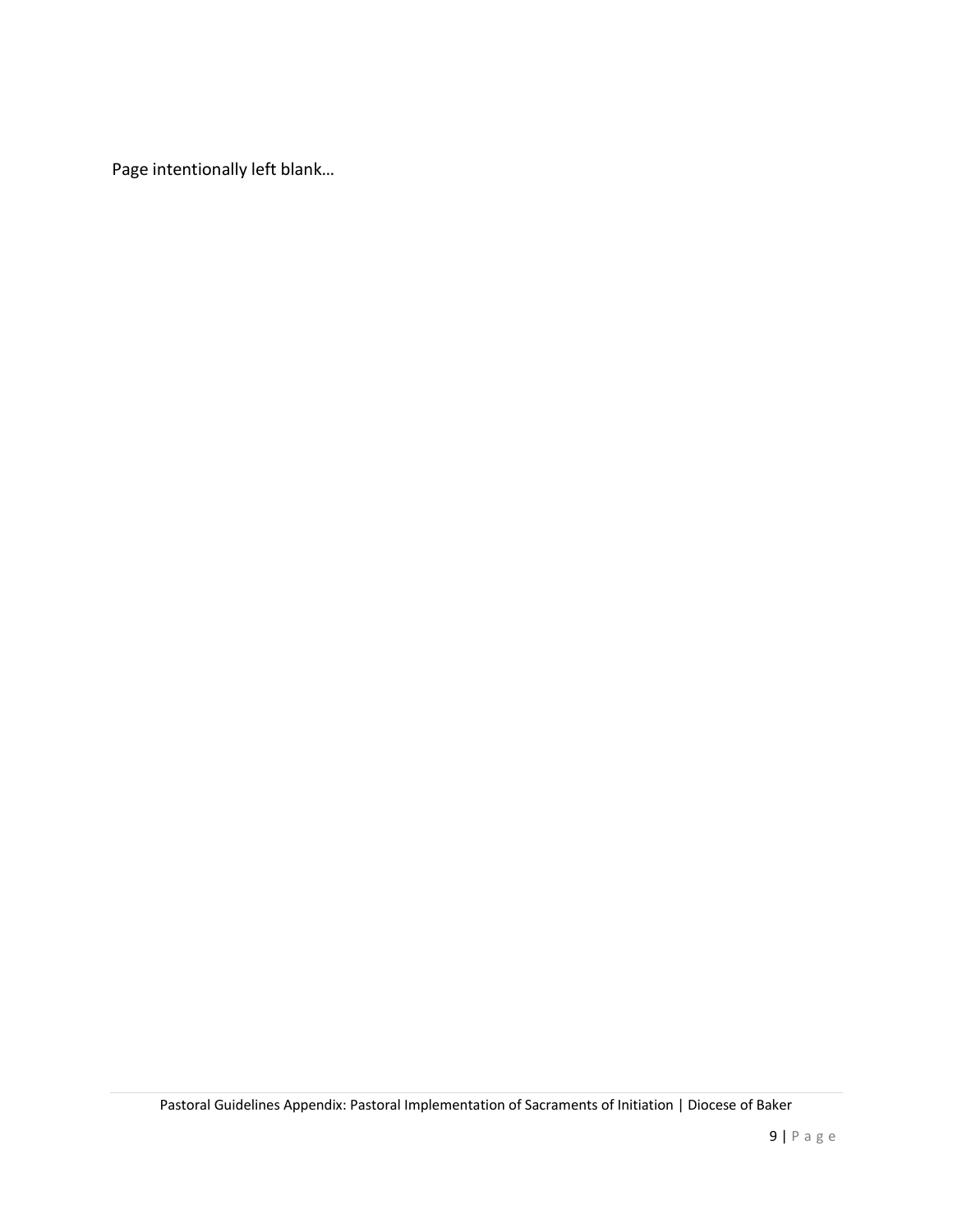Page intentionally left blank…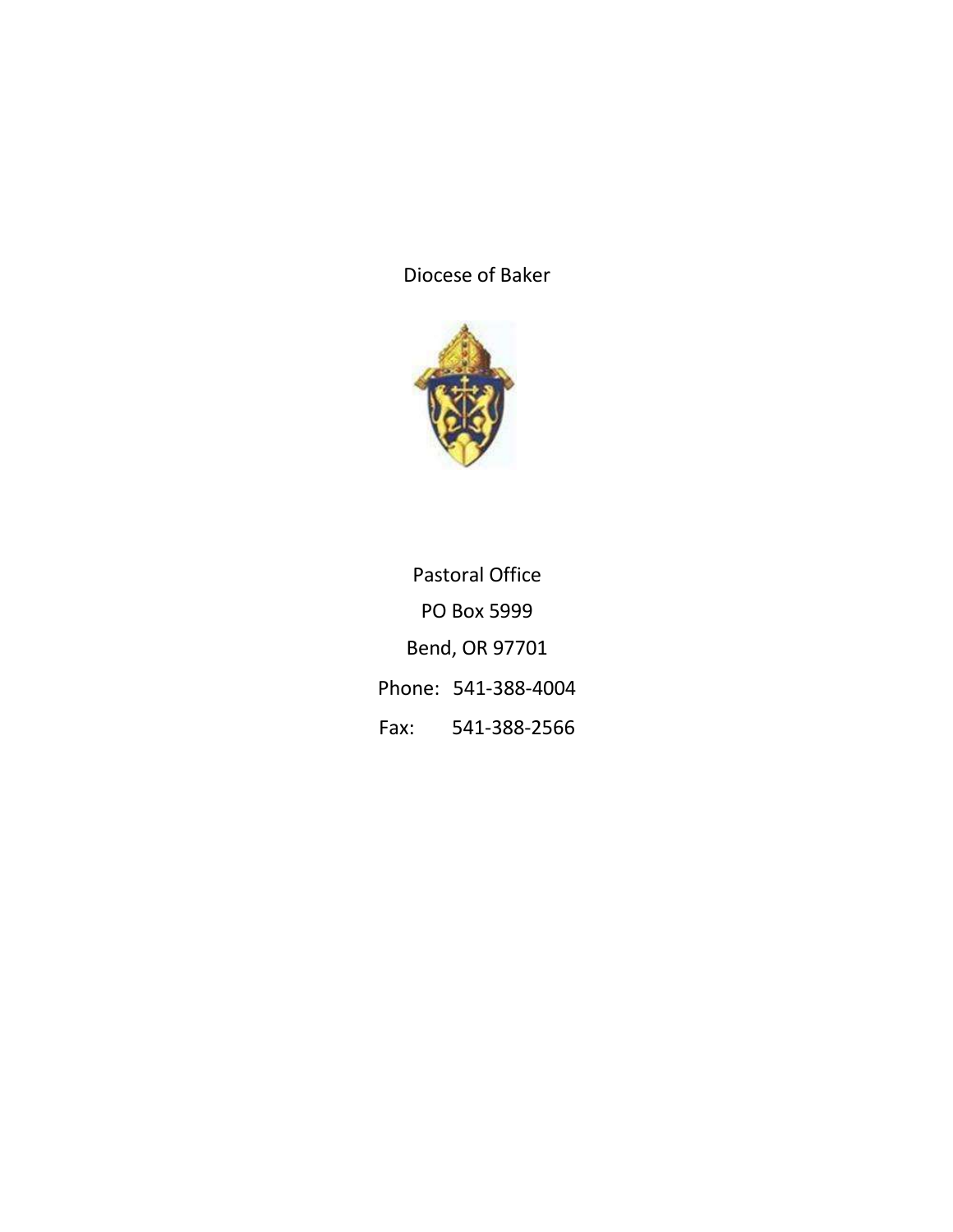Diocese of Baker

Pastoral Office

PO Box 5999

Bend, OR 97701

Phone: 541-388-4004

Fax: 541-388-2566